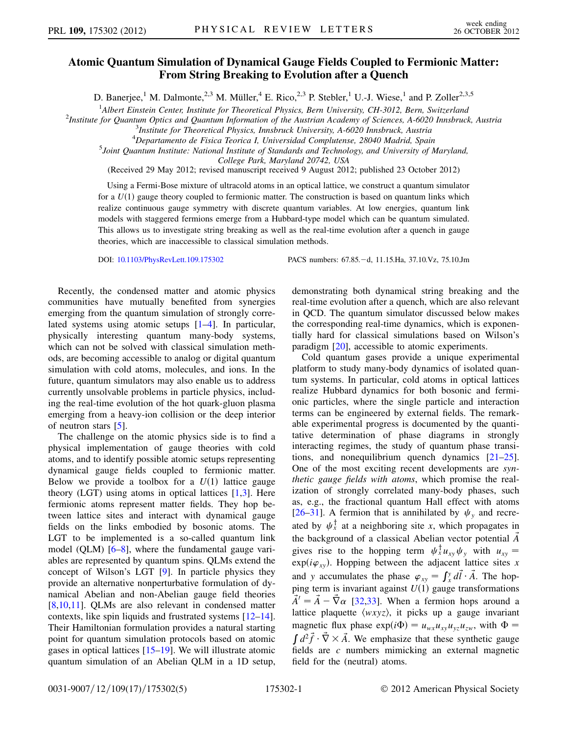# Atomic Quantum Simulation of Dynamical Gauge Fields Coupled to Fermionic Matter: From String Breaking to Evolution after a Quench

D. Banerjee,[1] M. Dalmonte,[2,3] M. Müller,[4] E. Rico,[2,3] P. Stebler,[1] U.-J. Wiese,[1] and P. Zoller[2,3,5]

[1]*Albert Einstein Center, Institute for Theoretical Physics, Bern University, CH-3012, Bern, Switzerland*
[2]*Institute for Quantum Optics and Quantum Information of the Austrian Academy of Sciences, A-6020 Innsbruck, Austria*
[3]*Institute for Theoretical Physics, Innsbruck University, A-6020 Innsbruck, Austria*
[4]*Departamento de Fisica Teorica I, Universidad Complutense, 28040 Madrid, Spain*
[5]*Joint Quantum Institute: National Institute of Standards and Technology, and University of Maryland, College Park, Maryland 20742, USA*

(Received 29 May 2012; revised manuscript received 9 August 2012; published 23 October 2012)

Using a Fermi-Bose mixture of ultracold atoms in an optical lattice, we construct a quantum simulator for a $U(1)$ gauge theory coupled to fermionic matter. The construction is based on quantum links which realize continuous gauge symmetry with discrete quantum variables. At low energies, quantum link models with staggered fermions emerge from a Hubbard-type model which can be quantum simulated. This allows us to investigate string breaking as well as the real-time evolution after a quench in gauge theories, which are inaccessible to classical simulation methods.

DOI: 10.1103/PhysRevLett.109.175302 PACS numbers: 67.85.−d, 11.15.Ha, 37.10.Vz, 75.10.Jm

Recently, the condensed matter and atomic physics communities have mutually benefited from synergies emerging from the quantum simulation of strongly correlated systems using atomic setups [1–4]. In particular, physically interesting quantum many-body systems, which can not be solved with classical simulation methods, are becoming accessible to analog or digital quantum simulation with cold atoms, molecules, and ions. In the future, quantum simulators may also enable us to address currently unsolvable problems in particle physics, including the real-time evolution of the hot quark-gluon plasma emerging from a heavy-ion collision or the deep interior of neutron stars [5].

The challenge on the atomic physics side is to find a physical implementation of gauge theories with cold atoms, and to identify possible atomic setups representing dynamical gauge fields coupled to fermionic matter. Below we provide a toolbox for a $U(1)$ lattice gauge theory (LGT) using atoms in optical lattices [1,3]. Here fermionic atoms represent matter fields. They hop between lattice sites and interact with dynamical gauge fields on the links embodied by bosonic atoms. The LGT to be implemented is a so-called quantum link model (QLM) [6–8], where the fundamental gauge variables are represented by quantum spins. QLMs extend the concept of Wilson's LGT [9]. In particle physics they provide an alternative nonperturbative formulation of dynamical Abelian and non-Abelian gauge field theories [8,10,11]. QLMs are also relevant in condensed matter contexts, like spin liquids and frustrated systems [12–14]. Their Hamiltonian formulation provides a natural starting point for quantum simulation protocols based on atomic gases in optical lattices [15–19]. We will illustrate atomic quantum simulation of an Abelian QLM in a 1D setup, demonstrating both dynamical string breaking and the real-time evolution after a quench, which are also relevant in QCD. The quantum simulator discussed below makes the corresponding real-time dynamics, which is exponentially hard for classical simulations based on Wilson's paradigm [20], accessible to atomic experiments.

Cold quantum gases provide a unique experimental platform to study many-body dynamics of isolated quantum systems. In particular, cold atoms in optical lattices realize Hubbard dynamics for both bosonic and fermionic particles, where the single particle and interaction terms can be engineered by external fields. The remarkable experimental progress is documented by the quantitative determination of phase diagrams in strongly interacting regimes, the study of quantum phase transitions, and nonequilibrium quench dynamics [21–25]. One of the most exciting recent developments are *synthetic gauge fields with atoms*, which promise the realization of strongly correlated many-body phases, such as, e.g., the fractional quantum Hall effect with atoms [26–31]. A fermion that is annihilated by $\psi_y$ and recreated by $\psi_x^\dagger$ at a neighboring site $x$, which propagates in the background of a classical Abelian vector potential $\vec{A}$ gives rise to the hopping term $\psi_x^\dagger u_{xy} \psi_y$ with $u_{xy} = \exp(i\varphi_{xy})$. Hopping between the adjacent lattice sites $x$ and $y$ accumulates the phase $\varphi_{xy} = \int_x^y d\vec{l} \cdot \vec{A}$. The hopping term is invariant against $U(1)$ gauge transformations $\vec{A}' = \vec{A} - \vec{\nabla}\alpha$ [32,33]. When a fermion hops around a lattice plaquette $\langle wxyz \rangle$, it picks up a gauge invariant magnetic flux phase $\exp(i\Phi) = u_{wx}u_{xy}u_{yz}u_{zw}$, with $\Phi = \int d^2\vec{f} \cdot \vec{\nabla} \times \vec{A}$. We emphasize that these synthetic gauge fields are $c$ numbers mimicking an external magnetic field for the (neutral) atoms.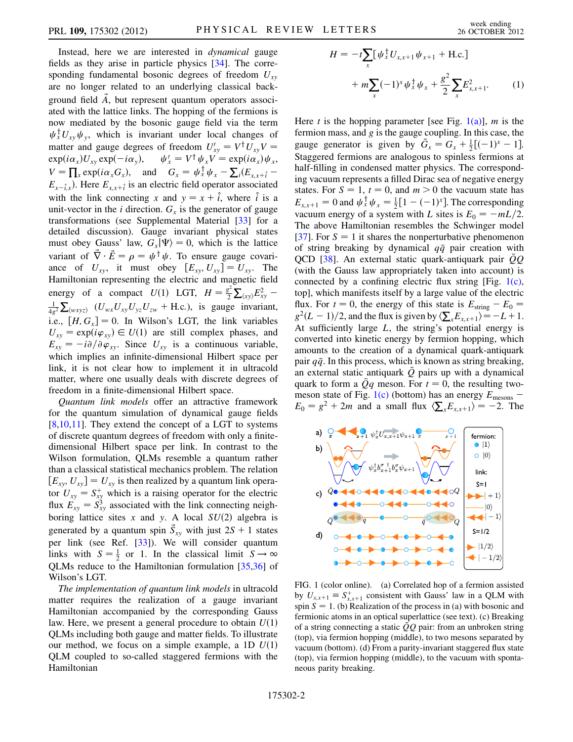Instead, here we are interested in *dynamical* gauge fields as they arise in particle physics [34]. The corresponding fundamental bosonic degrees of freedom $U_{xy}$ are no longer related to an underlying classical background field $\vec{A}$, but represent quantum operators associated with the lattice links. The hopping of the fermions is now mediated by the bosonic gauge field via the term $\psi_x^\dagger U_{xy} \psi_y$, which is invariant under local changes of matter and gauge degrees of freedom $U'_{xy} = V^\dagger U_{xy} V = \exp(i\alpha_x) U_{xy} \exp(-i\alpha_y)$, $\psi'_x = V^\dagger \psi_x V = \exp(i\alpha_x)\psi_x$, $V = \prod_x \exp(i\alpha_x G_x)$, and $G_x = \psi_x^\dagger \psi_x - \sum_i (E_{x,x+\hat{i}} - E_{x-\hat{i},x})$. Here $E_{x,x+\hat{i}}$ is an electric field operator associated with the link connecting $x$ and $y = x + \hat{i}$, where $\hat{i}$ is a unit-vector in the $i$ direction. $G_x$ is the generator of gauge transformations (see Supplemental Material [33] for a detailed discussion). Gauge invariant physical states must obey Gauss' law, $G_x|\Psi\rangle = 0$, which is the lattice variant of $\vec{\nabla} \cdot \vec{E} = \rho = \psi^\dagger \psi$. To ensure gauge covariance of $U_{xy}$, it must obey $[E_{xy}, U_{xy}] = U_{xy}$. The Hamiltonian representing the electric and magnetic field energy of a compact $U(1)$ LGT, $H = \frac{g^2}{2}\sum_{\langle xy\rangle} E_{xy}^2 - \frac{1}{4g^2}\sum_{\langle wxyz\rangle} (U_{wx}U_{xy}U_{yz}U_{zw} + \text{H.c.})$, is gauge invariant, i.e., $[H, G_x] = 0$. In Wilson's LGT, the link variables $U_{xy} = \exp(i\varphi_{xy}) \in U(1)$ are still complex phases, and $E_{xy} = -i\partial/\partial\varphi_{xy}$. Since $U_{xy}$ is a continuous variable, which implies an infinite-dimensional Hilbert space per link, it is not clear how to implement it in ultracold matter, where one usually deals with discrete degrees of freedom in a finite-dimensional Hilbert space.

*Quantum link models* offer an attractive framework for the quantum simulation of dynamical gauge fields [8,10,11]. They extend the concept of a LGT to systems of discrete quantum degrees of freedom with only a finite-dimensional Hilbert space per link. In contrast to the Wilson formulation, QLMs resemble a quantum rather than a classical statistical mechanics problem. The relation $[E_{xy}, U_{xy}] = U_{xy}$ is then realized by a quantum link operator $U_{xy} = S_{xy}^+$ which is a raising operator for the electric flux $E_{xy} = S_{xy}^3$ associated with the link connecting neighboring lattice sites $x$ and $y$. A local $SU(2)$ algebra is generated by a quantum spin $\vec{S}_{xy}$ with just $2S + 1$ states per link (see Ref. [33]). We will consider quantum links with $S = \frac{1}{2}$ or 1. In the classical limit $S \to \infty$ QLMs reduce to the Hamiltonian formulation [35,36] of Wilson's LGT.

*The implementation of quantum link models* in ultracold matter requires the realization of a gauge invariant Hamiltonian accompanied by the corresponding Gauss law. Here, we present a general procedure to obtain $U(1)$ QLMs including both gauge and matter fields. To illustrate our method, we focus on a simple example, a 1D $U(1)$ QLM coupled to so-called staggered fermions with the Hamiltonian

$$H = -t\sum_x [\psi_x^\dagger U_{x,x+1} \psi_{x+1} + \text{H.c.}] + m\sum_x (-1)^x \psi_x^\dagger \psi_x + \frac{g^2}{2}\sum_x E_{x,x+1}^2. \quad (1)$$

Here $t$ is the hopping parameter [see Fig. 1(a)], $m$ is the fermion mass, and $g$ is the gauge coupling. In this case, the gauge generator is given by $\tilde{G}_x = G_x + \frac{1}{2}[(-1)^x - 1]$. Staggered fermions are analogous to spinless fermions at half-filling in condensed matter physics. The corresponding vacuum represents a filled Dirac sea of negative energy states. For $S = 1$, $t = 0$, and $m > 0$ the vacuum state has $E_{x,x+1} = 0$ and $\psi_x^\dagger \psi_x = \frac{1}{2}[1 - (-1)^x]$. The corresponding vacuum energy of a system with $L$ sites is $E_0 = -mL/2$. The above Hamiltonian resembles the Schwinger model [37]. For $S = 1$ it shares the nonperturbative phenomenon of string breaking by dynamical $q\bar{q}$ pair creation with QCD [38]. An external static quark-antiquark pair $\bar{Q}Q$ (with the Gauss law appropriately taken into account) is connected by a confining electric flux string [Fig. 1(c), top], which manifests itself by a large value of the electric flux. For $t = 0$, the energy of this state is $E_{\text{string}} - E_0 = g^2(L-1)/2$, and the flux is given by $\langle\sum_x E_{x,x+1}\rangle = -L + 1$. At sufficiently large $L$, the string's potential energy is converted into kinetic energy by fermion hopping, which amounts to the creation of a dynamical quark-antiquark pair $q\bar{q}$. In this process, which is known as string breaking, an external static antiquark $\bar{Q}$ pairs up with a dynamical quark to form a $\bar{Q}q$ meson. For $t = 0$, the resulting two-meson state of Fig. 1(c) (bottom) has an energy $E_{\text{mesons}} - E_0 = g^2 + 2m$ and a small flux $\langle\sum_x E_{x,x+1}\rangle = -2$. The

a) b) c) d)

$\psi_x^\dagger U_{x,x+1} \psi_{x+1}$

$\psi_x^\dagger b_{x+1}^{\sigma\dagger} b_x^{\sigma} \psi_{x+1}$

fermion: $|1\rangle$ $|0\rangle$

link: S=1 $|+1\rangle$ $|0\rangle$ $|-1\rangle$

S=1/2 $|1/2\rangle$ $|-1/2\rangle$

FIG. 1 (color online). (a) Correlated hop of a fermion assisted by $U_{x,x+1} \equiv S_{x,x+1}^+$ consistent with Gauss' law in a QLM with spin $S = 1$. (b) Realization of the process in (a) with bosonic and fermionic atoms in an optical superlattice (see text). (c) Breaking of a string connecting a static $\bar{Q}Q$ pair: from an unbroken string (top), via fermion hopping (middle), to two mesons separated by vacuum (bottom). (d) From a parity-invariant staggered flux state (top), via fermion hopping (middle), to the vacuum with spontaneous parity breaking.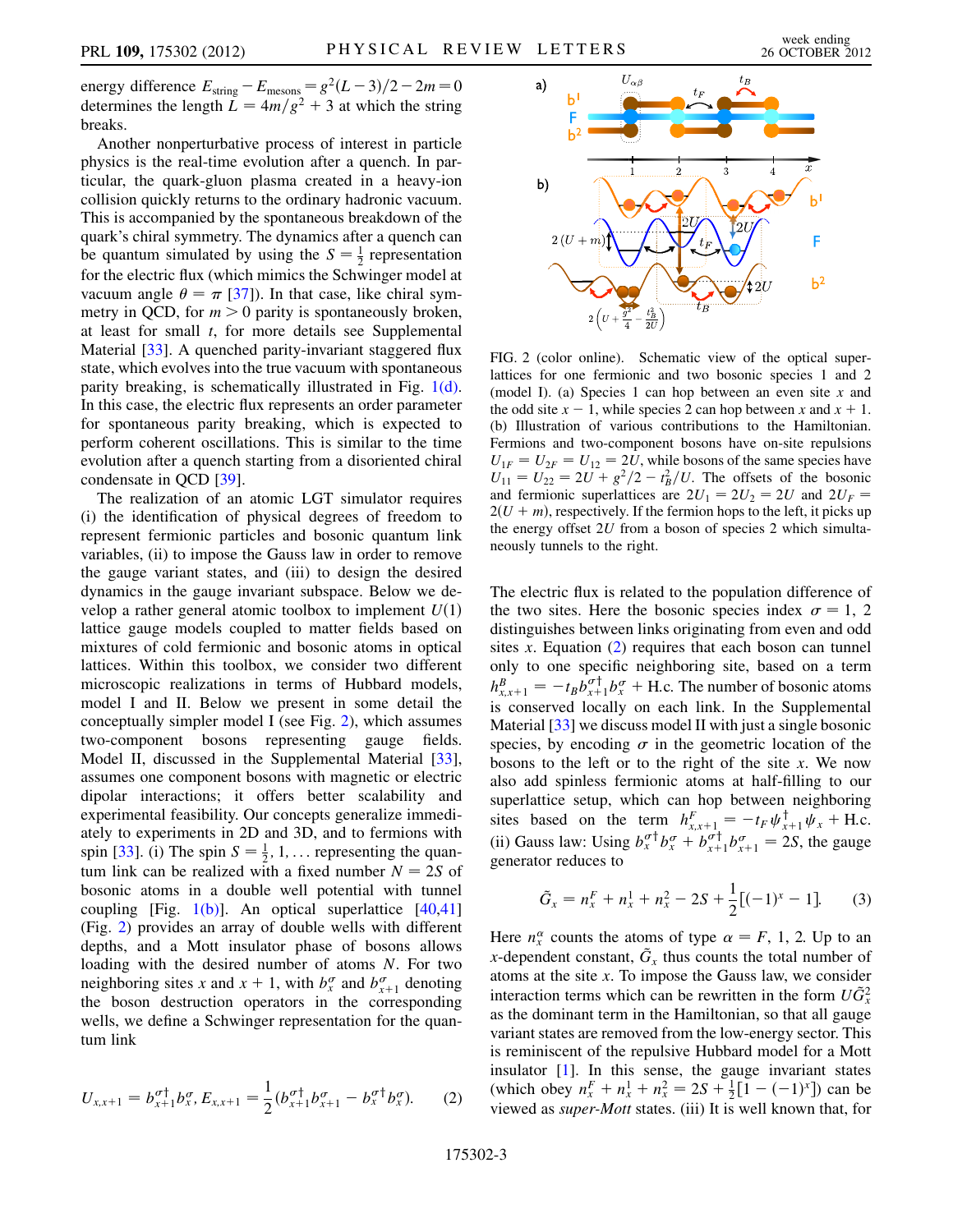energy difference $E_{\rm string} - E_{\rm mesons} = g^2(L-3)/2 - 2m = 0$ determines the length $L = 4m/g^2 + 3$ at which the string breaks.

Another nonperturbative process of interest in particle physics is the real-time evolution after a quench. In particular, the quark-gluon plasma created in a heavy-ion collision quickly returns to the ordinary hadronic vacuum. This is accompanied by the spontaneous breakdown of the quark's chiral symmetry. The dynamics after a quench can be quantum simulated by using the $S = \frac{1}{2}$ representation for the electric flux (which mimics the Schwinger model at vacuum angle $\theta = \pi$ [37]). In that case, like chiral symmetry in QCD, for $m > 0$ parity is spontaneously broken, at least for small $t$, for more details see Supplemental Material [33]. A quenched parity-invariant staggered flux state, which evolves into the true vacuum with spontaneous parity breaking, is schematically illustrated in Fig. 1(d). In this case, the electric flux represents an order parameter for spontaneous parity breaking, which is expected to perform coherent oscillations. This is similar to the time evolution after a quench starting from a disoriented chiral condensate in QCD [39].

The realization of an atomic LGT simulator requires (i) the identification of physical degrees of freedom to represent fermionic particles and bosonic quantum link variables, (ii) to impose the Gauss law in order to remove the gauge variant states, and (iii) to design the desired dynamics in the gauge invariant subspace. Below we develop a rather general atomic toolbox to implement $U(1)$ lattice gauge models coupled to matter fields based on mixtures of cold fermionic and bosonic atoms in optical lattices. Within this toolbox, we consider two different microscopic realizations in terms of Hubbard models, model I and II. Below we present in some detail the conceptually simpler model I (see Fig. 2), which assumes two-component bosons representing gauge fields. Model II, discussed in the Supplemental Material [33], assumes one component bosons with magnetic or electric dipolar interactions; it offers better scalability and experimental feasibility. Our concepts generalize immediately to experiments in 2D and 3D, and to fermions with spin [33]. (i) The spin $S = \frac{1}{2}, 1, \ldots$ representing the quantum link can be realized with a fixed number $N = 2S$ of bosonic atoms in a double well potential with tunnel coupling [Fig. 1(b)]. An optical superlattice [40,41] (Fig. 2) provides an array of double wells with different depths, and a Mott insulator phase of bosons allows loading with the desired number of atoms $N$. For two neighboring sites $x$ and $x+1$, with $b_x^\sigma$ and $b_{x+1}^\sigma$ denoting the boson destruction operators in the corresponding wells, we define a Schwinger representation for the quantum link

$$U_{x,x+1} = b_{x+1}^{\sigma\dagger} b_x^\sigma, \; E_{x,x+1} = \frac{1}{2}(b_{x+1}^{\sigma\dagger} b_{x+1}^\sigma - b_x^{\sigma\dagger} b_x^\sigma). \tag{2}$$

a)

$U_{\alpha\beta}$ $t_F$ $t_B$

b$^1$ F b$^2$

b)

1 2 3 4 $x$

$2(U+m)$ $2U$ $2U$ $t_F$ $2U$ $t_B$

$2\left(U + \frac{g^2}{4} - \frac{t_B^2}{2U}\right)$

b$^1$ F b$^2$

FIG. 2 (color online). Schematic view of the optical superlattices for one fermionic and two bosonic species 1 and 2 (model I). (a) Species 1 can hop between an even site $x$ and the odd site $x-1$, while species 2 can hop between $x$ and $x+1$. (b) Illustration of various contributions to the Hamiltonian. Fermions and two-component bosons have on-site repulsions $U_{1F} = U_{2F} = U_{12} = 2U$, while bosons of the same species have $U_{11} = U_{22} = 2U + g^2/2 - t_B^2/U$. The offsets of the bosonic and fermionic superlattices are $2U_1 = 2U_2 = 2U$ and $2U_F = 2(U+m)$, respectively. If the fermion hops to the left, it picks up the energy offset $2U$ from a boson of species 2 which simultaneously tunnels to the right.

The electric flux is related to the population difference of the two sites. Here the bosonic species index $\sigma = 1, 2$ distinguishes between links originating from even and odd sites $x$. Equation (2) requires that each boson can tunnel only to one specific neighboring site, based on a term $h_{x,x+1}^B = -t_B b_{x+1}^{\sigma\dagger} b_x^\sigma + \text{H.c.}$ The number of bosonic atoms is conserved locally on each link. In the Supplemental Material [33] we discuss model II with just a single bosonic species, by encoding $\sigma$ in the geometric location of the bosons to the left or to the right of the site $x$. We now also add spinless fermionic atoms at half-filling to our superlattice setup, which can hop between neighboring sites based on the term $h_{x,x+1}^F = -t_F \psi_{x+1}^\dagger \psi_x + \text{H.c.}$ (ii) Gauss law: Using $b_x^{\sigma\dagger} b_x^\sigma + b_{x+1}^{\sigma\dagger} b_{x+1}^\sigma = 2S$, the gauge generator reduces to

$$\tilde{G}_x = n_x^F + n_x^1 + n_x^2 - 2S + \frac{1}{2}[(-1)^x - 1]. \tag{3}$$

Here $n_x^\alpha$ counts the atoms of type $\alpha = F, 1, 2$. Up to an $x$-dependent constant, $\tilde{G}_x$ thus counts the total number of atoms at the site $x$. To impose the Gauss law, we consider interaction terms which can be rewritten in the form $U\tilde{G}_x^2$ as the dominant term in the Hamiltonian, so that all gauge variant states are removed from the low-energy sector. This is reminiscent of the repulsive Hubbard model for a Mott insulator [1]. In this sense, the gauge invariant states (which obey $n_x^F + n_x^1 + n_x^2 = 2S + \frac{1}{2}[1 - (-1)^x]$) can be viewed as *super-Mott* states. (iii) It is well known that, for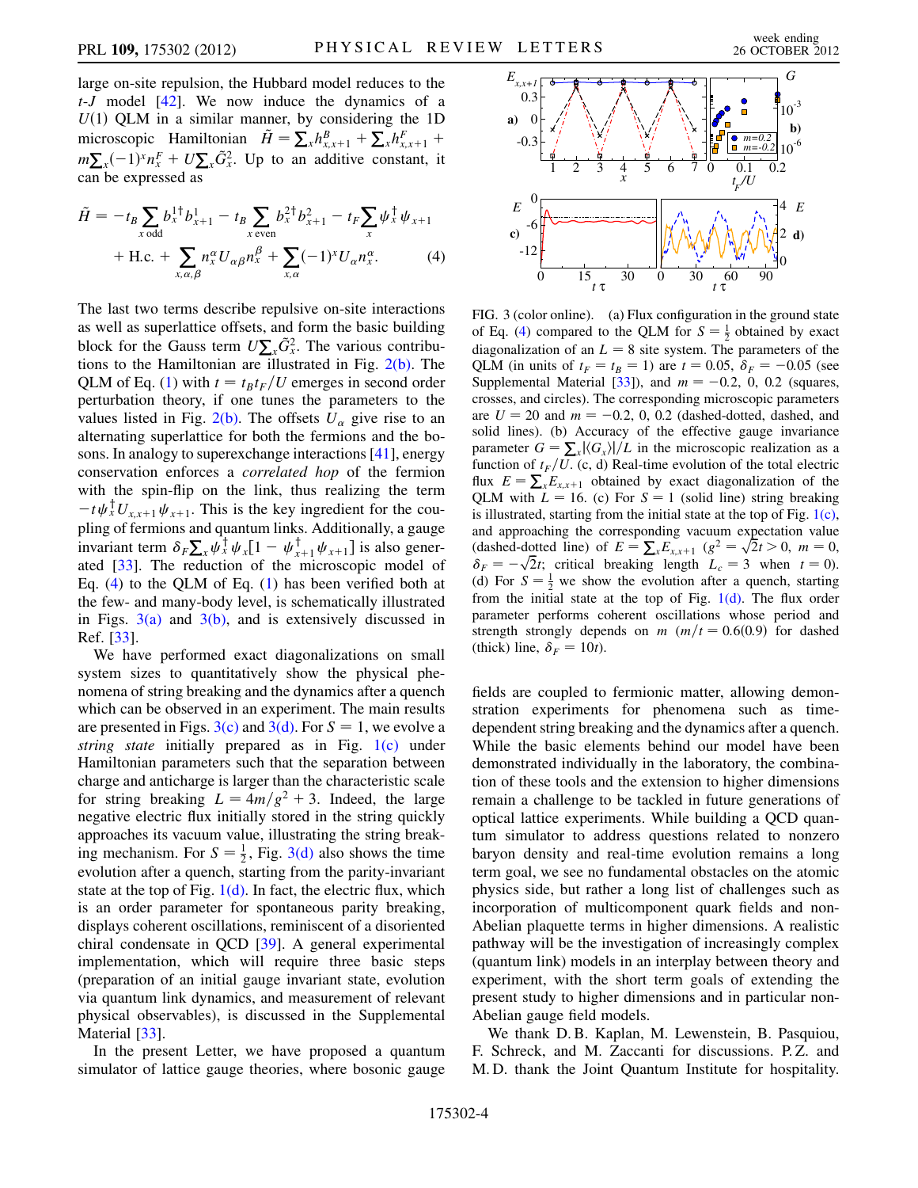large on-site repulsion, the Hubbard model reduces to the $t$-$J$ model [42]. We now induce the dynamics of a $U(1)$ QLM in a similar manner, by considering the 1D microscopic Hamiltonian $\tilde{H} = \sum_x h^B_{x,x+1} + \sum_x h^F_{x,x+1} + m\sum_x (-1)^x n^F_x + U\sum_x \tilde{G}_x^2$. Up to an additive constant, it can be expressed as

$$\tilde{H} = -t_B \sum_{x \text{ odd}} b_x^{1\dagger} b_{x+1}^1 - t_B \sum_{x \text{ even}} b_x^{2\dagger} b_{x+1}^2 - t_F \sum_x \psi_x^\dagger \psi_{x+1} + \text{H.c.} + \sum_{x,\alpha,\beta} n_x^\alpha U_{\alpha\beta} n_x^\beta + \sum_{x,\alpha} (-1)^x U_\alpha n_x^\alpha. \tag{4}$$

The last two terms describe repulsive on-site interactions as well as superlattice offsets, and form the basic building block for the Gauss term $U\sum_x \tilde{G}_x^2$. The various contributions to the Hamiltonian are illustrated in Fig. 2(b). The QLM of Eq. (1) with $t = t_B t_F/U$ emerges in second order perturbation theory, if one tunes the parameters to the values listed in Fig. 2(b). The offsets $U_\alpha$ give rise to an alternating superlattice for both the fermions and the bosons. In analogy to superexchange interactions [41], energy conservation enforces a *correlated hop* of the fermion with the spin-flip on the link, thus realizing the term $-t\psi_x^\dagger U_{x,x+1}\psi_{x+1}$. This is the key ingredient for the coupling of fermions and quantum links. Additionally, a gauge invariant term $\delta_F \sum_x \psi_x^\dagger \psi_x [1 - \psi_{x+1}^\dagger \psi_{x+1}]$ is also generated [33]. The reduction of the microscopic model of Eq. (4) to the QLM of Eq. (1) has been verified both at the few- and many-body level, is schematically illustrated in Figs. 3(a) and 3(b), and is extensively discussed in Ref. [33].

We have performed exact diagonalizations on small system sizes to quantitatively show the physical phenomena of string breaking and the dynamics after a quench. The main results which can be observed in an experiment are presented in Figs. 3(c) and 3(d). For $S = 1$, we evolve a *string state* initially prepared as in Fig. 1(c) under Hamiltonian parameters such that the separation between charge and anticharge is larger than the characteristic scale for string breaking $L = 4m/g^2 + 3$. Indeed, the large negative electric flux initially stored in the string quickly approaches its vacuum value, illustrating the string breaking mechanism. For $S = \frac{1}{2}$, Fig. 3(d) also shows the time evolution after a quench, starting from the parity-invariant state at the top of Fig. 1(d). In fact, the electric flux, which is an order parameter for spontaneous parity breaking, displays coherent oscillations, reminiscent of a disoriented chiral condensate in QCD [39]. A general experimental implementation, which will require three basic steps (preparation of an initial gauge invariant state, evolution via quantum link dynamics, and measurement of relevant physical observables), is discussed in the Supplemental Material [33].

In the present Letter, we have proposed a quantum simulator of lattice gauge theories, where bosonic gauge fields are coupled to fermionic matter, allowing demonstration experiments for phenomena such as time-dependent string breaking and the dynamics after a quench. While the basic elements behind our model have been demonstrated individually in the laboratory, the combination of these tools and the extension to higher dimensions remain a challenge to be tackled in future generations of optical lattice experiments. While building a QCD quantum simulator to address questions related to nonzero baryon density and real-time evolution remains a long term goal, we see no fundamental obstacles on the atomic physics side, but rather a long list of challenges such as incorporation of multicomponent quark fields and non-Abelian plaquette terms in higher dimensions. A realistic pathway will be the investigation of increasingly complex (quantum link) models in an interplay between theory and experiment, with the short term goals of extending the present study to higher dimensions and in particular non-Abelian gauge field models.

We thank D. B. Kaplan, M. Lewenstein, B. Pasquiou, F. Schreck, and M. Zaccanti for discussions. P. Z. and M. D. thank the Joint Quantum Institute for hospitality.

a) $E_{x,x+1}$ 0.3 0 -0.3 ; $x$ 1 2 3 4 5 6 7
b) $G$ $10^{-3}$ $10^{-6}$ ; $t_F/U$ 0 0.1 0.2 ; $m=0.2$ $m=-0.2$
c) $E$ 0 -6 -12 ; $t\tau$ 0 15 30
d) $E$ 4 2 0 ; $t\tau$ 0 30 60 90

FIG. 3 (color online). (a) Flux configuration in the ground state of Eq. (4) compared to the QLM for $S = \frac{1}{2}$ obtained by exact diagonalization of an $L = 8$ site system. The parameters of the QLM (in units of $t_F = t_B = 1$) are $t = 0.05$, $\delta_F = -0.05$ (see Supplemental Material [33]), and $m = -0.2$, 0, 0.2 (squares, crosses, and circles). The corresponding microscopic parameters are $U = 20$ and $m = -0.2$, 0, 0.2 (dashed-dotted, dashed, and solid lines). (b) Accuracy of the effective gauge invariance parameter $G = \sum_x |\langle G_x \rangle|/L$ in the microscopic realization as a function of $t_F/U$. (c, d) Real-time evolution of the total electric flux $E = \sum_x E_{x,x+1}$ obtained by exact diagonalization of the QLM with $L = 16$. (c) For $S = 1$ (solid line) string breaking is illustrated, starting from the initial state at the top of Fig. 1(c), and approaching the corresponding vacuum expectation value (dashed-dotted line) of $E = \sum_x E_{x,x+1}$ ($g^2 = \sqrt{2}t > 0$, $m = 0$, $\delta_F = -\sqrt{2}t$; critical breaking length $L_c = 3$ when $t = 0$). (d) For $S = \frac{1}{2}$ we show the evolution after a quench, starting from the initial state at the top of Fig. 1(d). The flux order parameter performs coherent oscillations whose period and strength strongly depends on $m$ ($m/t = 0.6(0.9)$ for dashed (thick) line, $\delta_F = 10t$).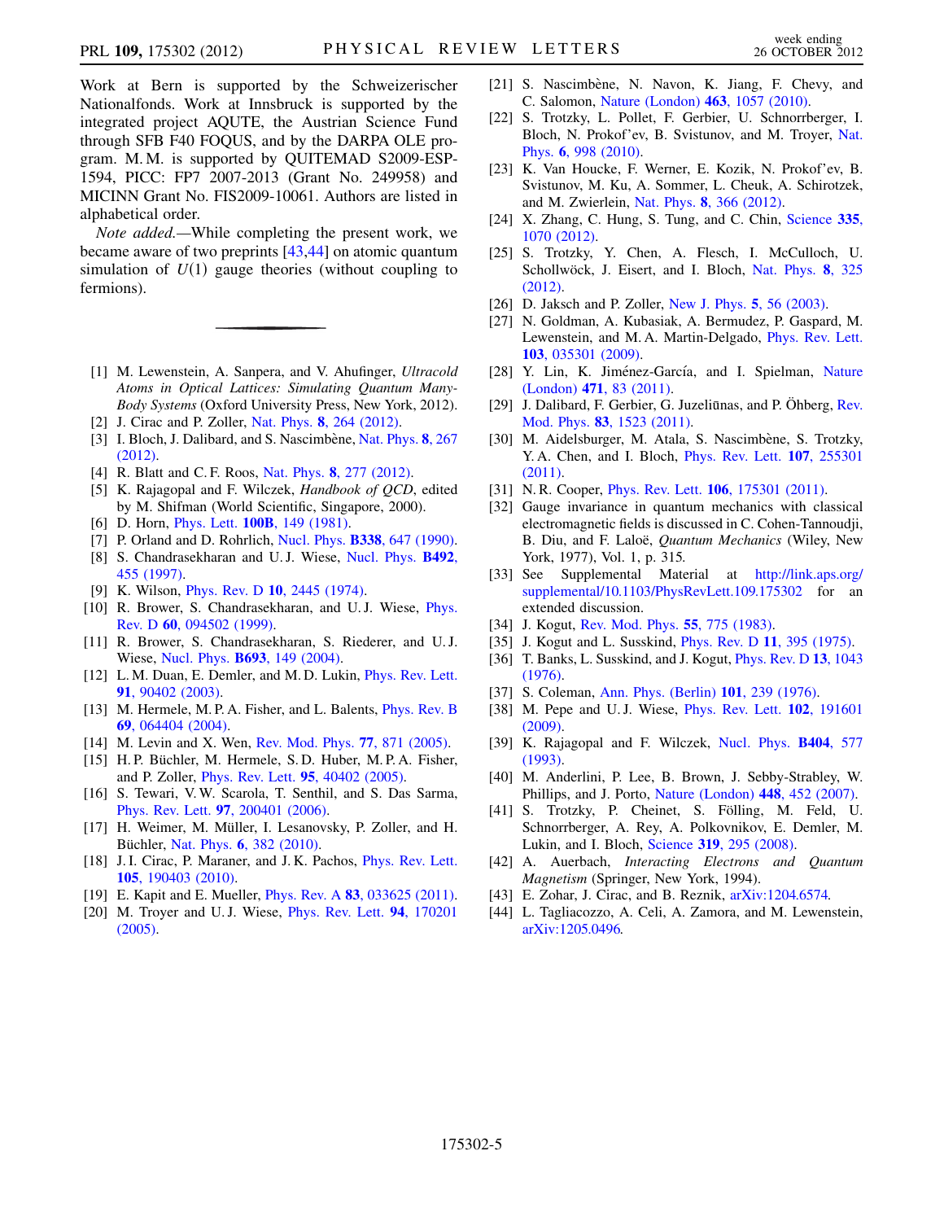Work at Bern is supported by the Schweizerischer Nationalfonds. Work at Innsbruck is supported by the integrated project AQUTE, the Austrian Science Fund through SFB F40 FOQUS, and by the DARPA OLE program. M. M. is supported by QUITEMAD S2009-ESP-1594, PICC: FP7 2007-2013 (Grant No. 249958) and MICINN Grant No. FIS2009-10061. Authors are listed in alphabetical order.

*Note added.*—While completing the present work, we became aware of two preprints [43,44] on atomic quantum simulation of $U(1)$ gauge theories (without coupling to fermions).

---

[1] M. Lewenstein, A. Sanpera, and V. Ahufinger, *Ultracold Atoms in Optical Lattices: Simulating Quantum Many-Body Systems* (Oxford University Press, New York, 2012).

[2] J. Cirac and P. Zoller, Nat. Phys. **8**, 264 (2012).

[3] I. Bloch, J. Dalibard, and S. Nascimbène, Nat. Phys. **8**, 267 (2012).

[4] R. Blatt and C. F. Roos, Nat. Phys. **8**, 277 (2012).

[5] K. Rajagopal and F. Wilczek, *Handbook of QCD*, edited by M. Shifman (World Scientific, Singapore, 2000).

[6] D. Horn, Phys. Lett. **100B**, 149 (1981).

[7] P. Orland and D. Rohrlich, Nucl. Phys. **B338**, 647 (1990).

[8] S. Chandrasekharan and U. J. Wiese, Nucl. Phys. **B492**, 455 (1997).

[9] K. Wilson, Phys. Rev. D **10**, 2445 (1974).

[10] R. Brower, S. Chandrasekharan, and U. J. Wiese, Phys. Rev. D **60**, 094502 (1999).

[11] R. Brower, S. Chandrasekharan, S. Riederer, and U. J. Wiese, Nucl. Phys. **B693**, 149 (2004).

[12] L. M. Duan, E. Demler, and M. D. Lukin, Phys. Rev. Lett. **91**, 90402 (2003).

[13] M. Hermele, M. P. A. Fisher, and L. Balents, Phys. Rev. B **69**, 064404 (2004).

[14] M. Levin and X. Wen, Rev. Mod. Phys. **77**, 871 (2005).

[15] H. P. Büchler, M. Hermele, S. D. Huber, M. P. A. Fisher, and P. Zoller, Phys. Rev. Lett. **95**, 40402 (2005).

[16] S. Tewari, V. W. Scarola, T. Senthil, and S. Das Sarma, Phys. Rev. Lett. **97**, 200401 (2006).

[17] H. Weimer, M. Müller, I. Lesanovsky, P. Zoller, and H. Büchler, Nat. Phys. **6**, 382 (2010).

[18] J. I. Cirac, P. Maraner, and J. K. Pachos, Phys. Rev. Lett. **105**, 190403 (2010).

[19] E. Kapit and E. Mueller, Phys. Rev. A **83**, 033625 (2011).

[20] M. Troyer and U. J. Wiese, Phys. Rev. Lett. **94**, 170201 (2005).

[21] S. Nascimbène, N. Navon, K. Jiang, F. Chevy, and C. Salomon, Nature (London) **463**, 1057 (2010).

[22] S. Trotzky, L. Pollet, F. Gerbier, U. Schnorrberger, I. Bloch, N. Prokof'ev, B. Svistunov, and M. Troyer, Nat. Phys. **6**, 998 (2010).

[23] K. Van Houcke, F. Werner, E. Kozik, N. Prokof'ev, B. Svistunov, M. Ku, A. Sommer, L. Cheuk, A. Schirotzek, and M. Zwierlein, Nat. Phys. **8**, 366 (2012).

[24] X. Zhang, C. Hung, S. Tung, and C. Chin, Science **335**, 1070 (2012).

[25] S. Trotzky, Y. Chen, A. Flesch, I. McCulloch, U. Schollwöck, J. Eisert, and I. Bloch, Nat. Phys. **8**, 325 (2012).

[26] D. Jaksch and P. Zoller, New J. Phys. **5**, 56 (2003).

[27] N. Goldman, A. Kubasiak, A. Bermudez, P. Gaspard, M. Lewenstein, and M. A. Martin-Delgado, Phys. Rev. Lett. **103**, 035301 (2009).

[28] Y. Lin, K. Jiménez-García, and I. Spielman, Nature (London) **471**, 83 (2011).

[29] J. Dalibard, F. Gerbier, G. Juzeliūnas, and P. Öhberg, Rev. Mod. Phys. **83**, 1523 (2011).

[30] M. Aidelsburger, M. Atala, S. Nascimbène, S. Trotzky, Y. A. Chen, and I. Bloch, Phys. Rev. Lett. **107**, 255301 (2011).

[31] N. R. Cooper, Phys. Rev. Lett. **106**, 175301 (2011).

[32] Gauge invariance in quantum mechanics with classical electromagnetic fields is discussed in C. Cohen-Tannoudji, B. Diu, and F. Laloë, *Quantum Mechanics* (Wiley, New York, 1977), Vol. 1, p. 315.

[33] See Supplemental Material at http://link.aps.org/supplemental/10.1103/PhysRevLett.109.175302 for an extended discussion.

[34] J. Kogut, Rev. Mod. Phys. **55**, 775 (1983).

[35] J. Kogut and L. Susskind, Phys. Rev. D **11**, 395 (1975).

[36] T. Banks, L. Susskind, and J. Kogut, Phys. Rev. D **13**, 1043 (1976).

[37] S. Coleman, Ann. Phys. (Berlin) **101**, 239 (1976).

[38] M. Pepe and U. J. Wiese, Phys. Rev. Lett. **102**, 191601 (2009).

[39] K. Rajagopal and F. Wilczek, Nucl. Phys. **B404**, 577 (1993).

[40] M. Anderlini, P. Lee, B. Brown, J. Sebby-Strabley, W. Phillips, and J. Porto, Nature (London) **448**, 452 (2007).

[41] S. Trotzky, P. Cheinet, S. Fölling, M. Feld, U. Schnorrberger, A. Rey, A. Polkovnikov, E. Demler, M. Lukin, and I. Bloch, Science **319**, 295 (2008).

[42] A. Auerbach, *Interacting Electrons and Quantum Magnetism* (Springer, New York, 1994).

[43] E. Zohar, J. Cirac, and B. Reznik, arXiv:1204.6574.

[44] L. Tagliacozzo, A. Celi, A. Zamora, and M. Lewenstein, arXiv:1205.0496.